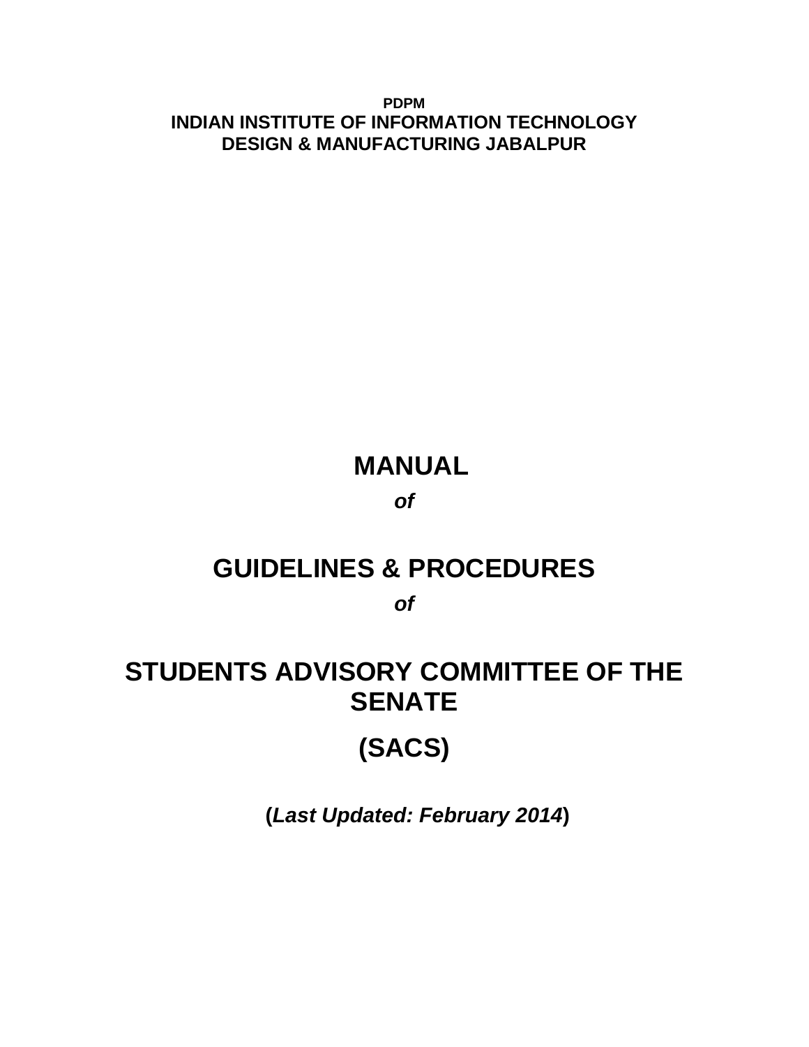**PDPM**
**INDIAN INSTITUTE OF INFORMATION TECHNOLOGY**
**DESIGN & MANUFACTURING JABALPUR**

# MANUAL

***of***

# GUIDELINES & PROCEDURES

***of***

# STUDENTS ADVISORY COMMITTEE OF THE SENATE

# (SACS)

**(*Last Updated: February 2014*)**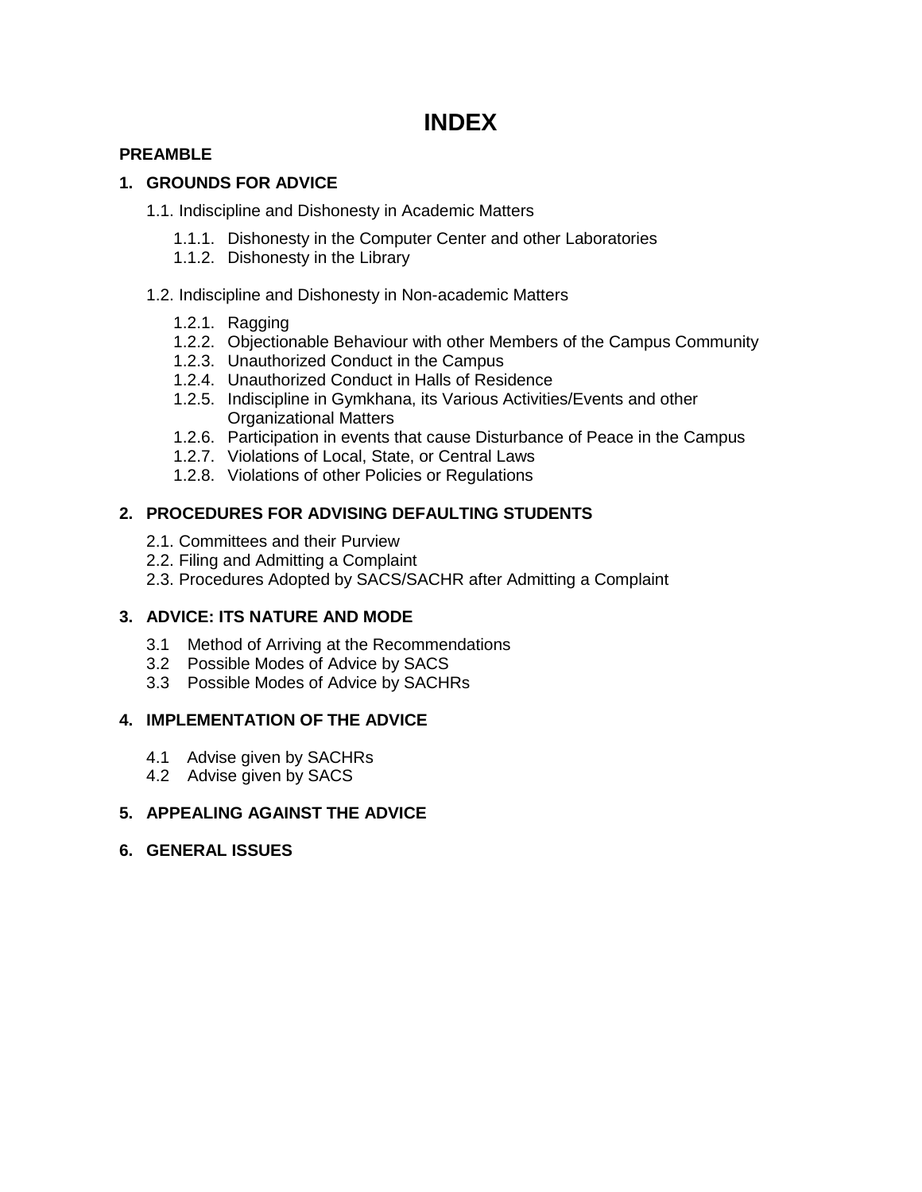# INDEX

**PREAMBLE**

**1. GROUNDS FOR ADVICE**

- 1.1. Indiscipline and Dishonesty in Academic Matters
  - 1.1.1. Dishonesty in the Computer Center and other Laboratories
  - 1.1.2. Dishonesty in the Library
- 1.2. Indiscipline and Dishonesty in Non-academic Matters
  - 1.2.1. Ragging
  - 1.2.2. Objectionable Behaviour with other Members of the Campus Community
  - 1.2.3. Unauthorized Conduct in the Campus
  - 1.2.4. Unauthorized Conduct in Halls of Residence
  - 1.2.5. Indiscipline in Gymkhana, its Various Activities/Events and other Organizational Matters
  - 1.2.6. Participation in events that cause Disturbance of Peace in the Campus
  - 1.2.7. Violations of Local, State, or Central Laws
  - 1.2.8. Violations of other Policies or Regulations

**2. PROCEDURES FOR ADVISING DEFAULTING STUDENTS**

- 2.1. Committees and their Purview
- 2.2. Filing and Admitting a Complaint
- 2.3. Procedures Adopted by SACS/SACHR after Admitting a Complaint

**3. ADVICE: ITS NATURE AND MODE**

- 3.1 Method of Arriving at the Recommendations
- 3.2 Possible Modes of Advice by SACS
- 3.3 Possible Modes of Advice by SACHRs

**4. IMPLEMENTATION OF THE ADVICE**

- 4.1 Advise given by SACHRs
- 4.2 Advise given by SACS

**5. APPEALING AGAINST THE ADVICE**

**6. GENERAL ISSUES**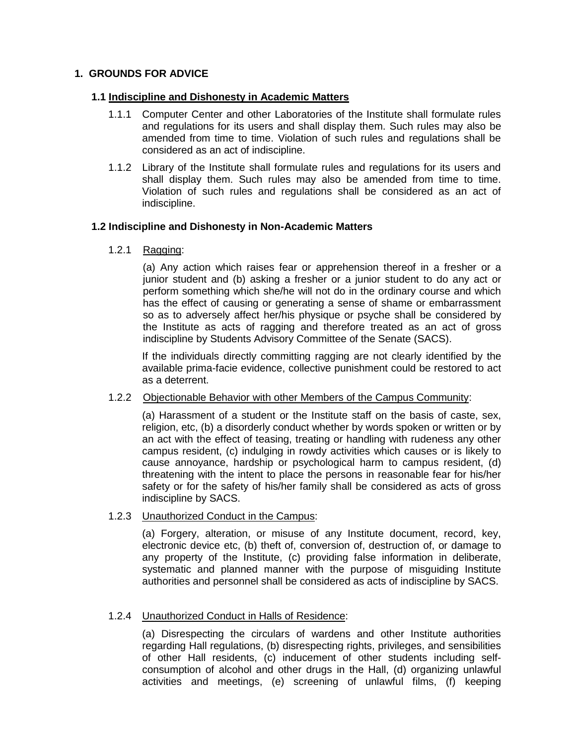## 1. GROUNDS FOR ADVICE

### 1.1 Indiscipline and Dishonesty in Academic Matters

1.1.1 Computer Center and other Laboratories of the Institute shall formulate rules and regulations for its users and shall display them. Such rules may also be amended from time to time. Violation of such rules and regulations shall be considered as an act of indiscipline.

1.1.2 Library of the Institute shall formulate rules and regulations for its users and shall display them. Such rules may also be amended from time to time. Violation of such rules and regulations shall be considered as an act of indiscipline.

### 1.2 Indiscipline and Dishonesty in Non-Academic Matters

1.2.1 Ragging:

(a) Any action which raises fear or apprehension thereof in a fresher or a junior student and (b) asking a fresher or a junior student to do any act or perform something which she/he will not do in the ordinary course and which has the effect of causing or generating a sense of shame or embarrassment so as to adversely affect her/his physique or psyche shall be considered by the Institute as acts of ragging and therefore treated as an act of gross indiscipline by Students Advisory Committee of the Senate (SACS).

If the individuals directly committing ragging are not clearly identified by the available prima-facie evidence, collective punishment could be restored to act as a deterrent.

1.2.2 Objectionable Behavior with other Members of the Campus Community:

(a) Harassment of a student or the Institute staff on the basis of caste, sex, religion, etc, (b) a disorderly conduct whether by words spoken or written or by an act with the effect of teasing, treating or handling with rudeness any other campus resident, (c) indulging in rowdy activities which causes or is likely to cause annoyance, hardship or psychological harm to campus resident, (d) threatening with the intent to place the persons in reasonable fear for his/her safety or for the safety of his/her family shall be considered as acts of gross indiscipline by SACS.

1.2.3 Unauthorized Conduct in the Campus:

(a) Forgery, alteration, or misuse of any Institute document, record, key, electronic device etc, (b) theft of, conversion of, destruction of, or damage to any property of the Institute, (c) providing false information in deliberate, systematic and planned manner with the purpose of misguiding Institute authorities and personnel shall be considered as acts of indiscipline by SACS.

1.2.4 Unauthorized Conduct in Halls of Residence:

(a) Disrespecting the circulars of wardens and other Institute authorities regarding Hall regulations, (b) disrespecting rights, privileges, and sensibilities of other Hall residents, (c) inducement of other students including self-consumption of alcohol and other drugs in the Hall, (d) organizing unlawful activities and meetings, (e) screening of unlawful films, (f) keeping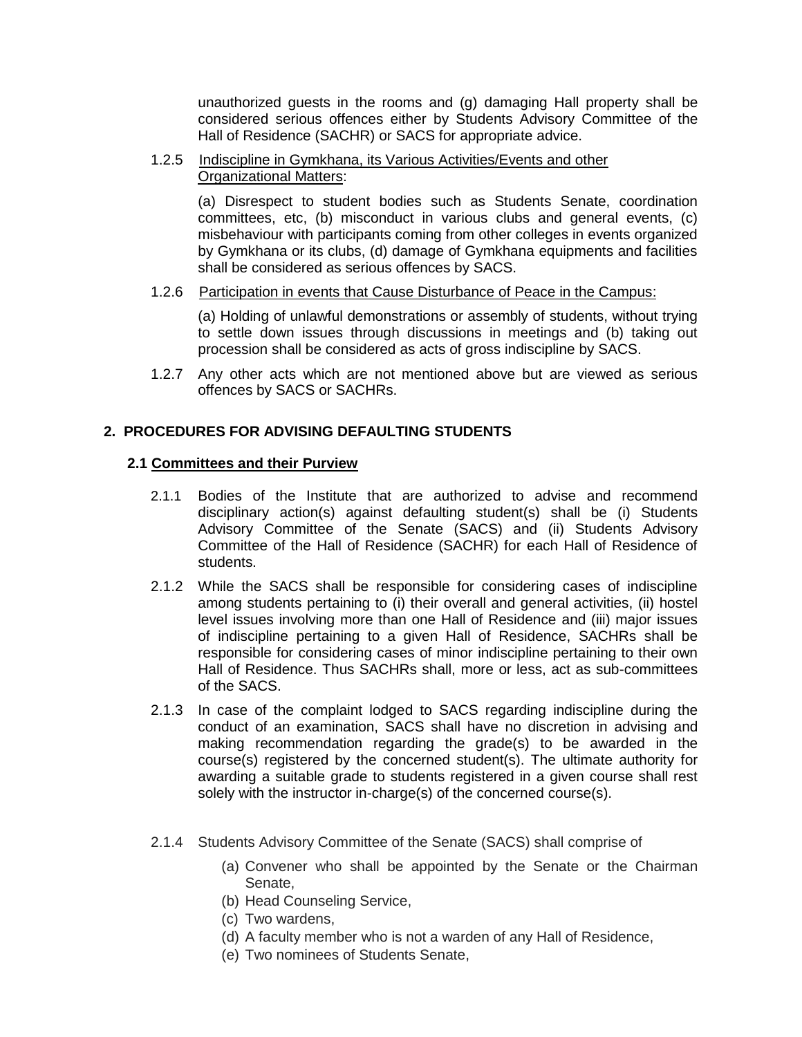unauthorized guests in the rooms and (g) damaging Hall property shall be considered serious offences either by Students Advisory Committee of the Hall of Residence (SACHR) or SACS for appropriate advice.

1.2.5 Indiscipline in Gymkhana, its Various Activities/Events and other Organizational Matters:

(a) Disrespect to student bodies such as Students Senate, coordination committees, etc, (b) misconduct in various clubs and general events, (c) misbehaviour with participants coming from other colleges in events organized by Gymkhana or its clubs, (d) damage of Gymkhana equipments and facilities shall be considered as serious offences by SACS.

1.2.6 Participation in events that Cause Disturbance of Peace in the Campus:

(a) Holding of unlawful demonstrations or assembly of students, without trying to settle down issues through discussions in meetings and (b) taking out procession shall be considered as acts of gross indiscipline by SACS.

1.2.7 Any other acts which are not mentioned above but are viewed as serious offences by SACS or SACHRs.

## 2. PROCEDURES FOR ADVISING DEFAULTING STUDENTS

### 2.1 Committees and their Purview

2.1.1 Bodies of the Institute that are authorized to advise and recommend disciplinary action(s) against defaulting student(s) shall be (i) Students Advisory Committee of the Senate (SACS) and (ii) Students Advisory Committee of the Hall of Residence (SACHR) for each Hall of Residence of students.

2.1.2 While the SACS shall be responsible for considering cases of indiscipline among students pertaining to (i) their overall and general activities, (ii) hostel level issues involving more than one Hall of Residence and (iii) major issues of indiscipline pertaining to a given Hall of Residence, SACHRs shall be responsible for considering cases of minor indiscipline pertaining to their own Hall of Residence. Thus SACHRs shall, more or less, act as sub-committees of the SACS.

2.1.3 In case of the complaint lodged to SACS regarding indiscipline during the conduct of an examination, SACS shall have no discretion in advising and making recommendation regarding the grade(s) to be awarded in the course(s) registered by the concerned student(s). The ultimate authority for awarding a suitable grade to students registered in a given course shall rest solely with the instructor in-charge(s) of the concerned course(s).

2.1.4 Students Advisory Committee of the Senate (SACS) shall comprise of

(a) Convener who shall be appointed by the Senate or the Chairman Senate,
(b) Head Counseling Service,
(c) Two wardens,
(d) A faculty member who is not a warden of any Hall of Residence,
(e) Two nominees of Students Senate,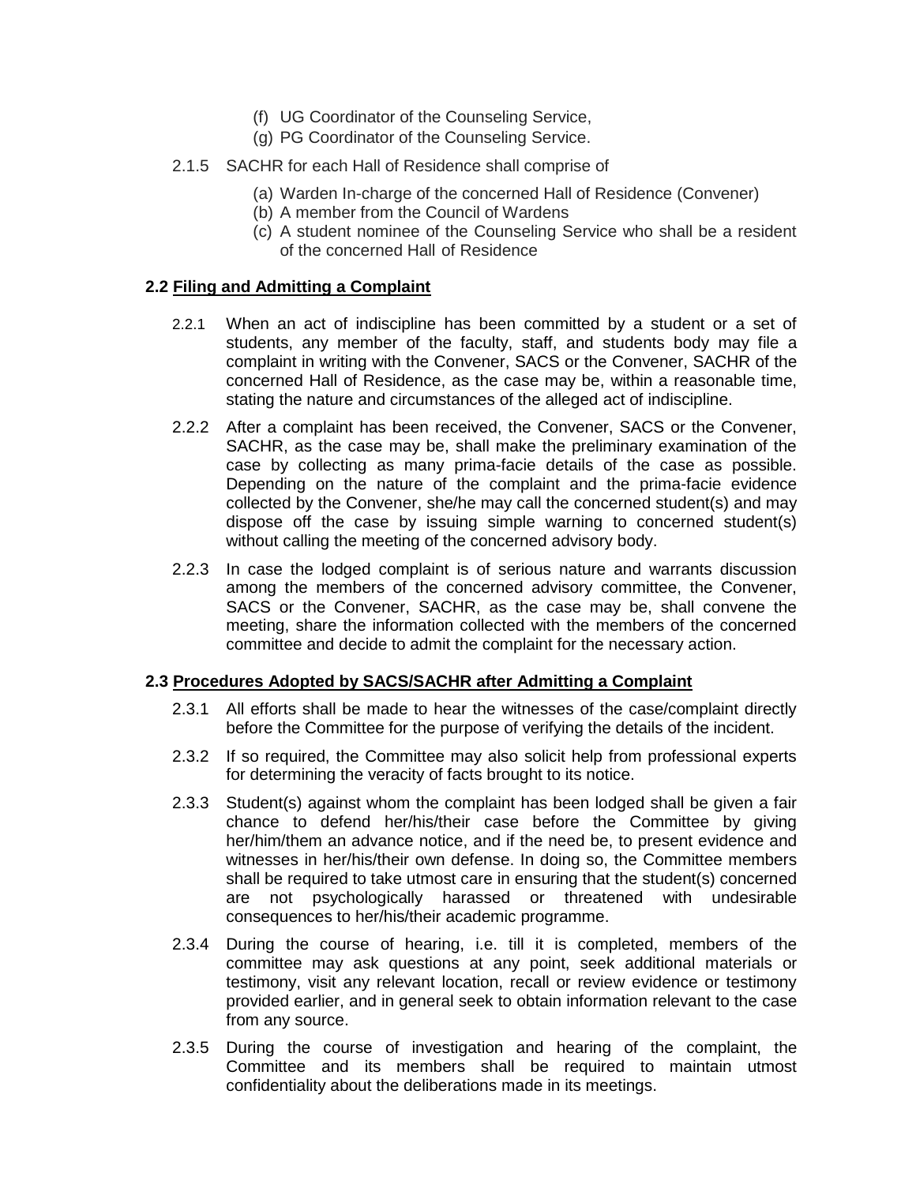(f) UG Coordinator of the Counseling Service,

(g) PG Coordinator of the Counseling Service.

2.1.5 SACHR for each Hall of Residence shall comprise of

(a) Warden In-charge of the concerned Hall of Residence (Convener)

(b) A member from the Council of Wardens

(c) A student nominee of the Counseling Service who shall be a resident of the concerned Hall of Residence

### 2.2 Filing and Admitting a Complaint

2.2.1 When an act of indiscipline has been committed by a student or a set of students, any member of the faculty, staff, and students body may file a complaint in writing with the Convener, SACS or the Convener, SACHR of the concerned Hall of Residence, as the case may be, within a reasonable time, stating the nature and circumstances of the alleged act of indiscipline.

2.2.2 After a complaint has been received, the Convener, SACS or the Convener, SACHR, as the case may be, shall make the preliminary examination of the case by collecting as many prima-facie details of the case as possible. Depending on the nature of the complaint and the prima-facie evidence collected by the Convener, she/he may call the concerned student(s) and may dispose off the case by issuing simple warning to concerned student(s) without calling the meeting of the concerned advisory body.

2.2.3 In case the lodged complaint is of serious nature and warrants discussion among the members of the concerned advisory committee, the Convener, SACS or the Convener, SACHR, as the case may be, shall convene the meeting, share the information collected with the members of the concerned committee and decide to admit the complaint for the necessary action.

### 2.3 Procedures Adopted by SACS/SACHR after Admitting a Complaint

2.3.1 All efforts shall be made to hear the witnesses of the case/complaint directly before the Committee for the purpose of verifying the details of the incident.

2.3.2 If so required, the Committee may also solicit help from professional experts for determining the veracity of facts brought to its notice.

2.3.3 Student(s) against whom the complaint has been lodged shall be given a fair chance to defend her/his/their case before the Committee by giving her/him/them an advance notice, and if the need be, to present evidence and witnesses in her/his/their own defense. In doing so, the Committee members shall be required to take utmost care in ensuring that the student(s) concerned are not psychologically harassed or threatened with undesirable consequences to her/his/their academic programme.

2.3.4 During the course of hearing, i.e. till it is completed, members of the committee may ask questions at any point, seek additional materials or testimony, visit any relevant location, recall or review evidence or testimony provided earlier, and in general seek to obtain information relevant to the case from any source.

2.3.5 During the course of investigation and hearing of the complaint, the Committee and its members shall be required to maintain utmost confidentiality about the deliberations made in its meetings.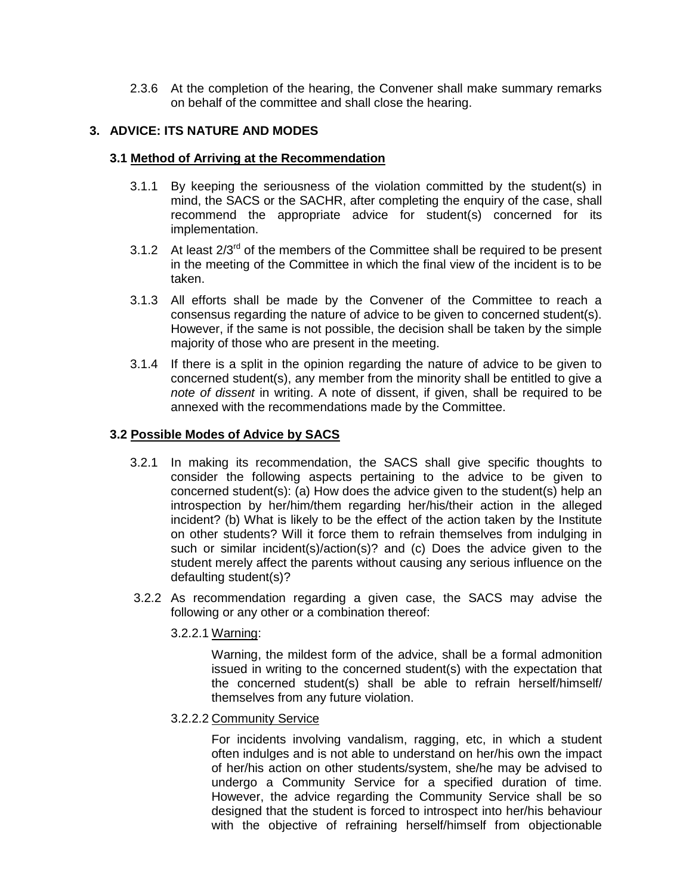2.3.6 At the completion of the hearing, the Convener shall make summary remarks on behalf of the committee and shall close the hearing.

## 3. ADVICE: ITS NATURE AND MODES

### 3.1 Method of Arriving at the Recommendation

3.1.1 By keeping the seriousness of the violation committed by the student(s) in mind, the SACS or the SACHR, after completing the enquiry of the case, shall recommend the appropriate advice for student(s) concerned for its implementation.

3.1.2 At least 2/3rd of the members of the Committee shall be required to be present in the meeting of the Committee in which the final view of the incident is to be taken.

3.1.3 All efforts shall be made by the Convener of the Committee to reach a consensus regarding the nature of advice to be given to concerned student(s). However, if the same is not possible, the decision shall be taken by the simple majority of those who are present in the meeting.

3.1.4 If there is a split in the opinion regarding the nature of advice to be given to concerned student(s), any member from the minority shall be entitled to give a *note of dissent* in writing. A note of dissent, if given, shall be required to be annexed with the recommendations made by the Committee.

### 3.2 Possible Modes of Advice by SACS

3.2.1 In making its recommendation, the SACS shall give specific thoughts to consider the following aspects pertaining to the advice to be given to concerned student(s): (a) How does the advice given to the student(s) help an introspection by her/him/them regarding her/his/their action in the alleged incident? (b) What is likely to be the effect of the action taken by the Institute on other students? Will it force them to refrain themselves from indulging in such or similar incident(s)/action(s)? and (c) Does the advice given to the student merely affect the parents without causing any serious influence on the defaulting student(s)?

3.2.2 As recommendation regarding a given case, the SACS may advise the following or any other or a combination thereof:

3.2.2.1 Warning:

Warning, the mildest form of the advice, shall be a formal admonition issued in writing to the concerned student(s) with the expectation that the concerned student(s) shall be able to refrain herself/himself/ themselves from any future violation.

3.2.2.2 Community Service

For incidents involving vandalism, ragging, etc, in which a student often indulges and is not able to understand on her/his own the impact of her/his action on other students/system, she/he may be advised to undergo a Community Service for a specified duration of time. However, the advice regarding the Community Service shall be so designed that the student is forced to introspect into her/his behaviour with the objective of refraining herself/himself from objectionable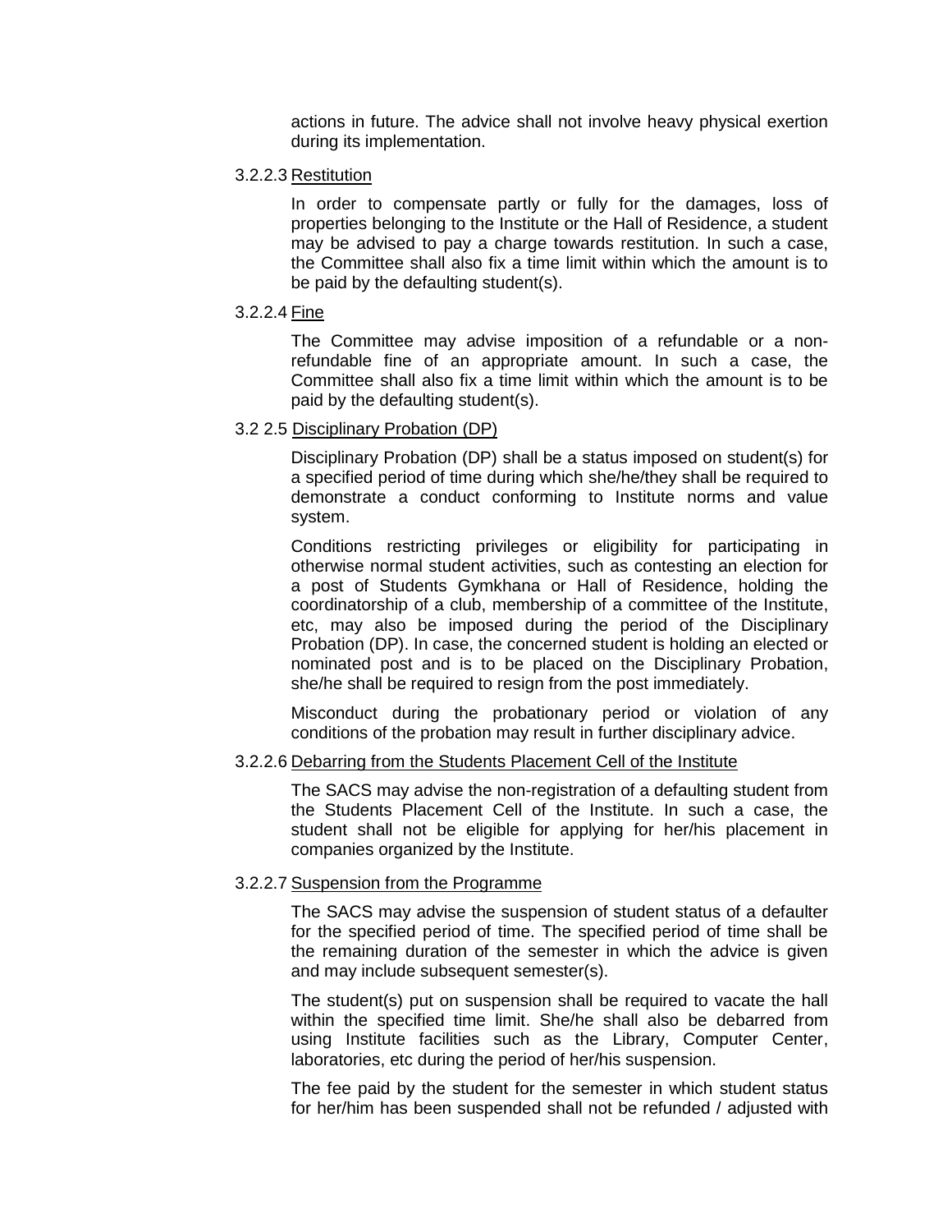actions in future. The advice shall not involve heavy physical exertion during its implementation.

3.2.2.3 Restitution

In order to compensate partly or fully for the damages, loss of properties belonging to the Institute or the Hall of Residence, a student may be advised to pay a charge towards restitution. In such a case, the Committee shall also fix a time limit within which the amount is to be paid by the defaulting student(s).

3.2.2.4 Fine

The Committee may advise imposition of a refundable or a non-refundable fine of an appropriate amount. In such a case, the Committee shall also fix a time limit within which the amount is to be paid by the defaulting student(s).

3.2 2.5 Disciplinary Probation (DP)

Disciplinary Probation (DP) shall be a status imposed on student(s) for a specified period of time during which she/he/they shall be required to demonstrate a conduct conforming to Institute norms and value system.

Conditions restricting privileges or eligibility for participating in otherwise normal student activities, such as contesting an election for a post of Students Gymkhana or Hall of Residence, holding the coordinatorship of a club, membership of a committee of the Institute, etc, may also be imposed during the period of the Disciplinary Probation (DP). In case, the concerned student is holding an elected or nominated post and is to be placed on the Disciplinary Probation, she/he shall be required to resign from the post immediately.

Misconduct during the probationary period or violation of any conditions of the probation may result in further disciplinary advice.

3.2.2.6 Debarring from the Students Placement Cell of the Institute

The SACS may advise the non-registration of a defaulting student from the Students Placement Cell of the Institute. In such a case, the student shall not be eligible for applying for her/his placement in companies organized by the Institute.

3.2.2.7 Suspension from the Programme

The SACS may advise the suspension of student status of a defaulter for the specified period of time. The specified period of time shall be the remaining duration of the semester in which the advice is given and may include subsequent semester(s).

The student(s) put on suspension shall be required to vacate the hall within the specified time limit. She/he shall also be debarred from using Institute facilities such as the Library, Computer Center, laboratories, etc during the period of her/his suspension.

The fee paid by the student for the semester in which student status for her/him has been suspended shall not be refunded / adjusted with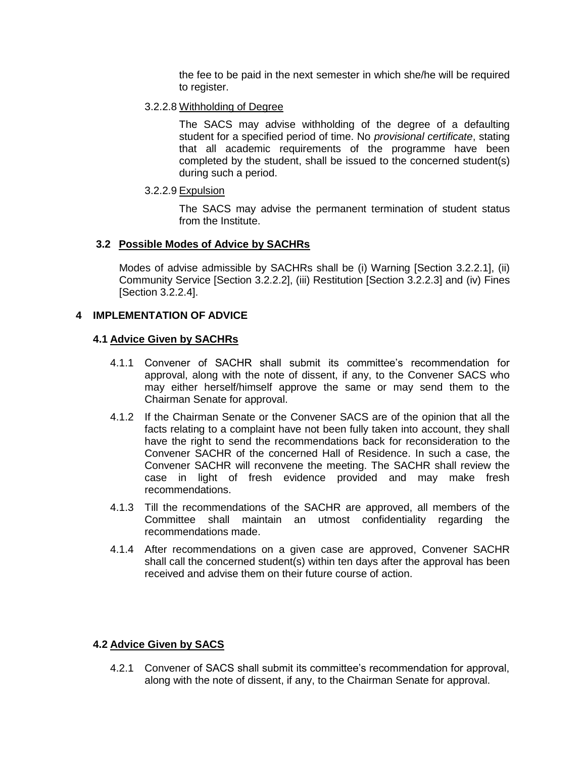the fee to be paid in the next semester in which she/he will be required to register.

3.2.2.8 Withholding of Degree

The SACS may advise withholding of the degree of a defaulting student for a specified period of time. No *provisional certificate*, stating that all academic requirements of the programme have been completed by the student, shall be issued to the concerned student(s) during such a period.

3.2.2.9 Expulsion

The SACS may advise the permanent termination of student status from the Institute.

### 3.2 Possible Modes of Advice by SACHRs

Modes of advise admissible by SACHRs shall be (i) Warning [Section 3.2.2.1], (ii) Community Service [Section 3.2.2.2], (iii) Restitution [Section 3.2.2.3] and (iv) Fines [Section 3.2.2.4].

## 4 IMPLEMENTATION OF ADVICE

### 4.1 Advice Given by SACHRs

4.1.1 Convener of SACHR shall submit its committee's recommendation for approval, along with the note of dissent, if any, to the Convener SACS who may either herself/himself approve the same or may send them to the Chairman Senate for approval.

4.1.2 If the Chairman Senate or the Convener SACS are of the opinion that all the facts relating to a complaint have not been fully taken into account, they shall have the right to send the recommendations back for reconsideration to the Convener SACHR of the concerned Hall of Residence. In such a case, the Convener SACHR will reconvene the meeting. The SACHR shall review the case in light of fresh evidence provided and may make fresh recommendations.

4.1.3 Till the recommendations of the SACHR are approved, all members of the Committee shall maintain an utmost confidentiality regarding the recommendations made.

4.1.4 After recommendations on a given case are approved, Convener SACHR shall call the concerned student(s) within ten days after the approval has been received and advise them on their future course of action.

### 4.2 Advice Given by SACS

4.2.1 Convener of SACS shall submit its committee's recommendation for approval, along with the note of dissent, if any, to the Chairman Senate for approval.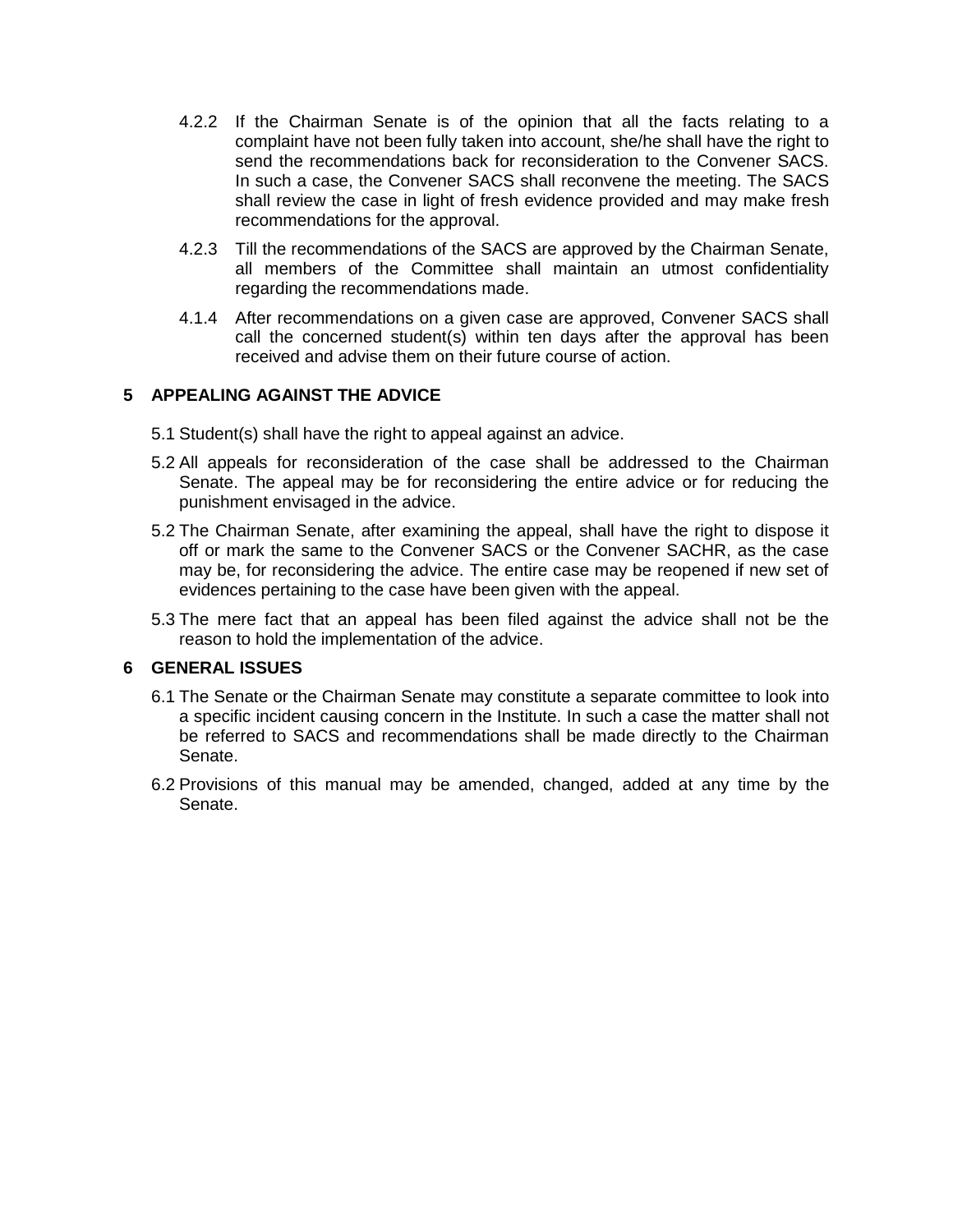4.2.2 If the Chairman Senate is of the opinion that all the facts relating to a complaint have not been fully taken into account, she/he shall have the right to send the recommendations back for reconsideration to the Convener SACS. In such a case, the Convener SACS shall reconvene the meeting. The SACS shall review the case in light of fresh evidence provided and may make fresh recommendations for the approval.

4.2.3 Till the recommendations of the SACS are approved by the Chairman Senate, all members of the Committee shall maintain an utmost confidentiality regarding the recommendations made.

4.1.4 After recommendations on a given case are approved, Convener SACS shall call the concerned student(s) within ten days after the approval has been received and advise them on their future course of action.

## 5 APPEALING AGAINST THE ADVICE

5.1 Student(s) shall have the right to appeal against an advice.

5.2 All appeals for reconsideration of the case shall be addressed to the Chairman Senate. The appeal may be for reconsidering the entire advice or for reducing the punishment envisaged in the advice.

5.2 The Chairman Senate, after examining the appeal, shall have the right to dispose it off or mark the same to the Convener SACS or the Convener SACHR, as the case may be, for reconsidering the advice. The entire case may be reopened if new set of evidences pertaining to the case have been given with the appeal.

5.3 The mere fact that an appeal has been filed against the advice shall not be the reason to hold the implementation of the advice.

## 6 GENERAL ISSUES

6.1 The Senate or the Chairman Senate may constitute a separate committee to look into a specific incident causing concern in the Institute. In such a case the matter shall not be referred to SACS and recommendations shall be made directly to the Chairman Senate.

6.2 Provisions of this manual may be amended, changed, added at any time by the Senate.